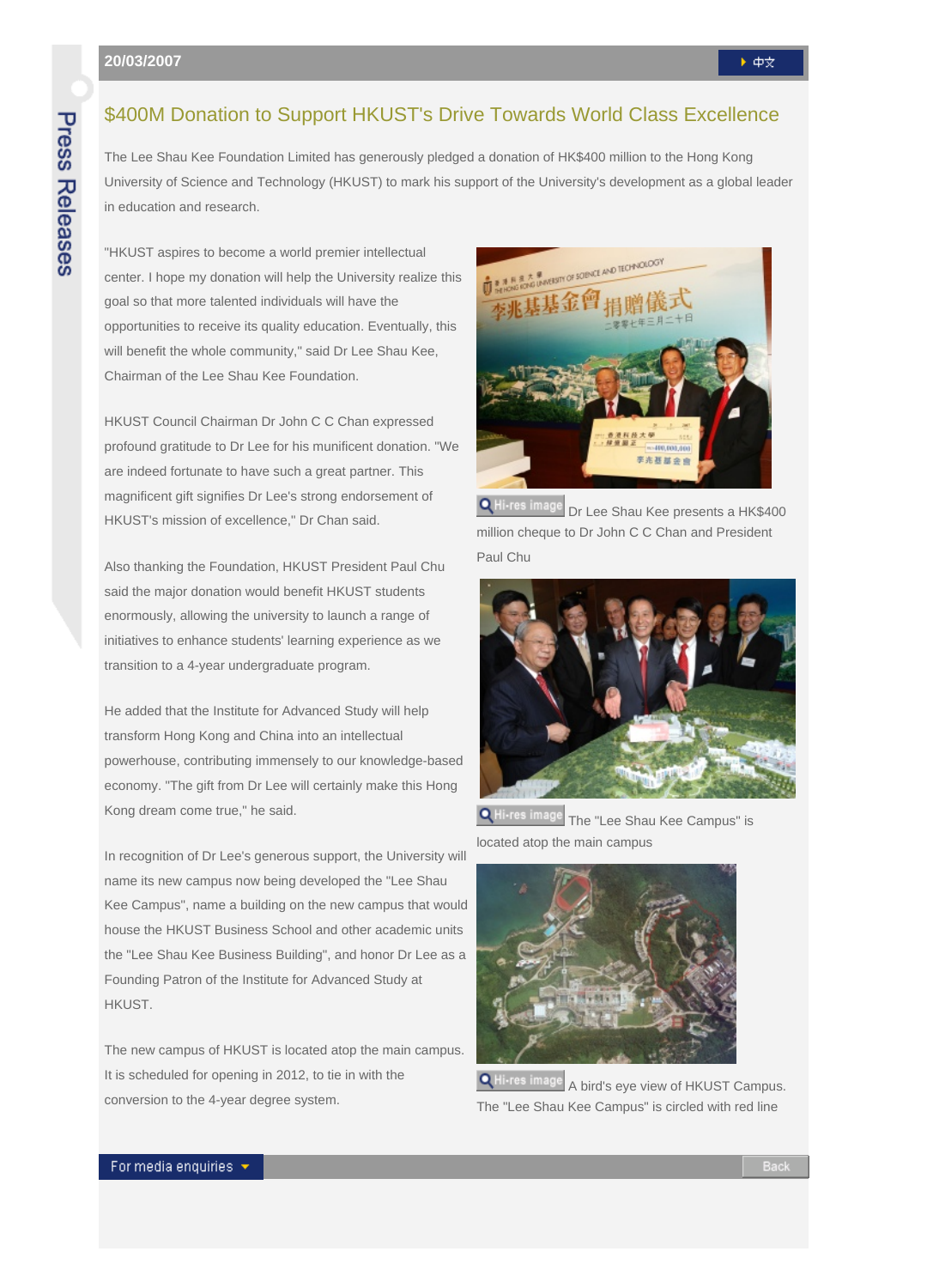Press Releases

20/03/2007

中文

# $400M Donation to Support HKUST's Drive Towards World Class Excellence

The Lee Shau Kee Foundation Limited has generously pledged a donation of HK$400 million to the Hong Kong University of Science and Technology (HKUST) to mark his support of the University's development as a global leader in education and research.

"HKUST aspires to become a world premier intellectual center. I hope my donation will help the University realize this goal so that more talented individuals will have the opportunities to receive its quality education. Eventually, this will benefit the whole community," said Dr Lee Shau Kee, Chairman of the Lee Shau Kee Foundation.

HKUST Council Chairman Dr John C C Chan expressed profound gratitude to Dr Lee for his munificent donation. "We are indeed fortunate to have such a great partner. This magnificent gift signifies Dr Lee's strong endorsement of HKUST's mission of excellence," Dr Chan said.

Also thanking the Foundation, HKUST President Paul Chu said the major donation would benefit HKUST students enormously, allowing the university to launch a range of initiatives to enhance students' learning experience as we transition to a 4-year undergraduate program.

He added that the Institute for Advanced Study will help transform Hong Kong and China into an intellectual powerhouse, contributing immensely to our knowledge-based economy. "The gift from Dr Lee will certainly make this Hong Kong dream come true," he said.

In recognition of Dr Lee's generous support, the University will name its new campus now being developed the "Lee Shau Kee Campus", name a building on the new campus that would house the HKUST Business School and other academic units the "Lee Shau Kee Business Building", and honor Dr Lee as a Founding Patron of the Institute for Advanced Study at HKUST.

The new campus of HKUST is located atop the main campus. It is scheduled for opening in 2012, to tie in with the conversion to the 4-year degree system.

Hi-res image Dr Lee Shau Kee presents a HK$400 million cheque to Dr John C C Chan and President Paul Chu

Hi-res image The "Lee Shau Kee Campus" is located atop the main campus

Hi-res image A bird's eye view of HKUST Campus. The "Lee Shau Kee Campus" is circled with red line

For media enquiries

Back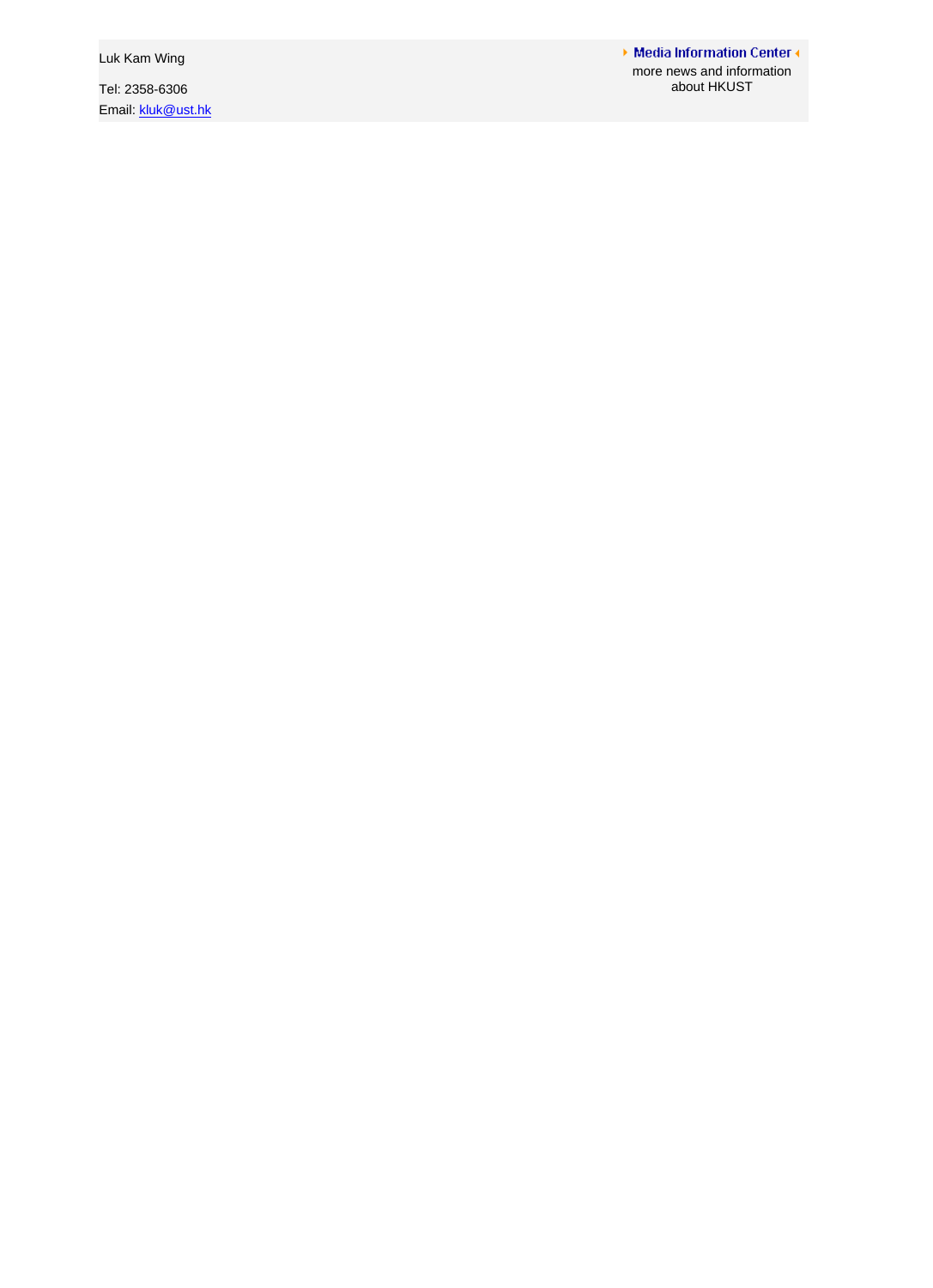Luk Kam Wing

Tel: 2358-6306

Email: kluk@ust.hk

**Media Information Center**

more news and information about HKUST